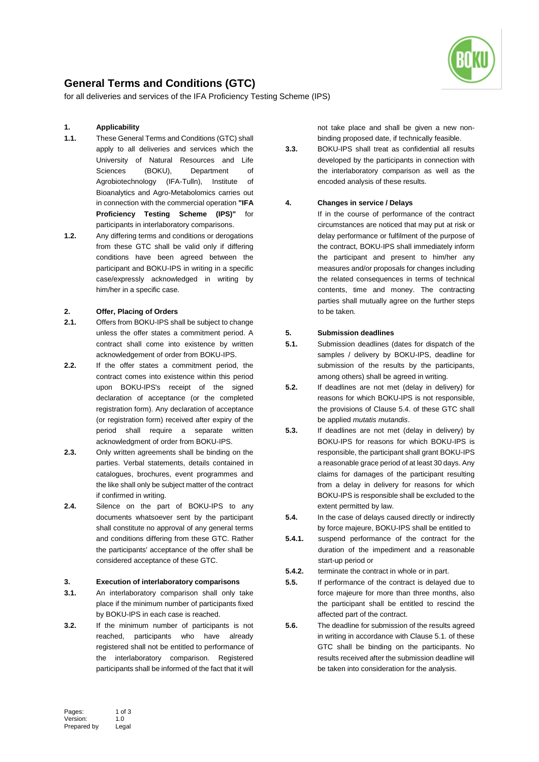# General Terms and Conditions (GTC)

for all deliveries and services of the IFA Proficiency Testing Scheme (IPS)

**1. Applicability**

**1.1.** These General Terms and Conditions (GTC) shall apply to all deliveries and services which the University of Natural Resources and Life Sciences (BOKU), Department of Agrobiotechnology (IFA-Tulln), Institute of Bioanalytics and Agro-Metabolomics carries out in connection with the commercial operation **"IFA Proficiency Testing Scheme (IPS)"** for participants in interlaboratory comparisons.

**1.2.** Any differing terms and conditions or derogations from these GTC shall be valid only if differing conditions have been agreed between the participant and BOKU-IPS in writing in a specific case/expressly acknowledged in writing by him/her in a specific case.

**2. Offer, Placing of Orders**

**2.1.** Offers from BOKU-IPS shall be subject to change unless the offer states a commitment period. A contract shall come into existence by written acknowledgement of order from BOKU-IPS.

**2.2.** If the offer states a commitment period, the contract comes into existence within this period upon BOKU-IPS's receipt of the signed declaration of acceptance (or the completed registration form). Any declaration of acceptance (or registration form) received after expiry of the period shall require a separate written acknowledgment of order from BOKU-IPS.

**2.3.** Only written agreements shall be binding on the parties. Verbal statements, details contained in catalogues, brochures, event programmes and the like shall only be subject matter of the contract if confirmed in writing.

**2.4.** Silence on the part of BOKU-IPS to any documents whatsoever sent by the participant shall constitute no approval of any general terms and conditions differing from these GTC. Rather the participants' acceptance of the offer shall be considered acceptance of these GTC.

**3. Execution of interlaboratory comparisons**

**3.1.** An interlaboratory comparison shall only take place if the minimum number of participants fixed by BOKU-IPS in each case is reached.

**3.2.** If the minimum number of participants is not reached, participants who have already registered shall not be entitled to performance of the interlaboratory comparison. Registered participants shall be informed of the fact that it will not take place and shall be given a new non-binding proposed date, if technically feasible.

**3.3.** BOKU-IPS shall treat as confidential all results developed by the participants in connection with the interlaboratory comparison as well as the encoded analysis of these results.

**4. Changes in service / Delays**

If in the course of performance of the contract circumstances are noticed that may put at risk or delay performance or fulfilment of the purpose of the contract, BOKU-IPS shall immediately inform the participant and present to him/her any measures and/or proposals for changes including the related consequences in terms of technical contents, time and money. The contracting parties shall mutually agree on the further steps to be taken.

**5. Submission deadlines**

**5.1.** Submission deadlines (dates for dispatch of the samples / delivery by BOKU-IPS, deadline for submission of the results by the participants, among others) shall be agreed in writing.

**5.2.** If deadlines are not met (delay in delivery) for reasons for which BOKU-IPS is not responsible, the provisions of Clause 5.4. of these GTC shall be applied *mutatis mutandis*.

**5.3.** If deadlines are not met (delay in delivery) by BOKU-IPS for reasons for which BOKU-IPS is responsible, the participant shall grant BOKU-IPS a reasonable grace period of at least 30 days. Any claims for damages of the participant resulting from a delay in delivery for reasons for which BOKU-IPS is responsible shall be excluded to the extent permitted by law.

**5.4.** In the case of delays caused directly or indirectly by force majeure, BOKU-IPS shall be entitled to

**5.4.1.** suspend performance of the contract for the duration of the impediment and a reasonable start-up period or

**5.4.2.** terminate the contract in whole or in part.

**5.5.** If performance of the contract is delayed due to force majeure for more than three months, also the participant shall be entitled to rescind the affected part of the contract.

**5.6.** The deadline for submission of the results agreed in writing in accordance with Clause 5.1. of these GTC shall be binding on the participants. No results received after the submission deadline will be taken into consideration for the analysis.

Version: 1.0
Prepared by Legal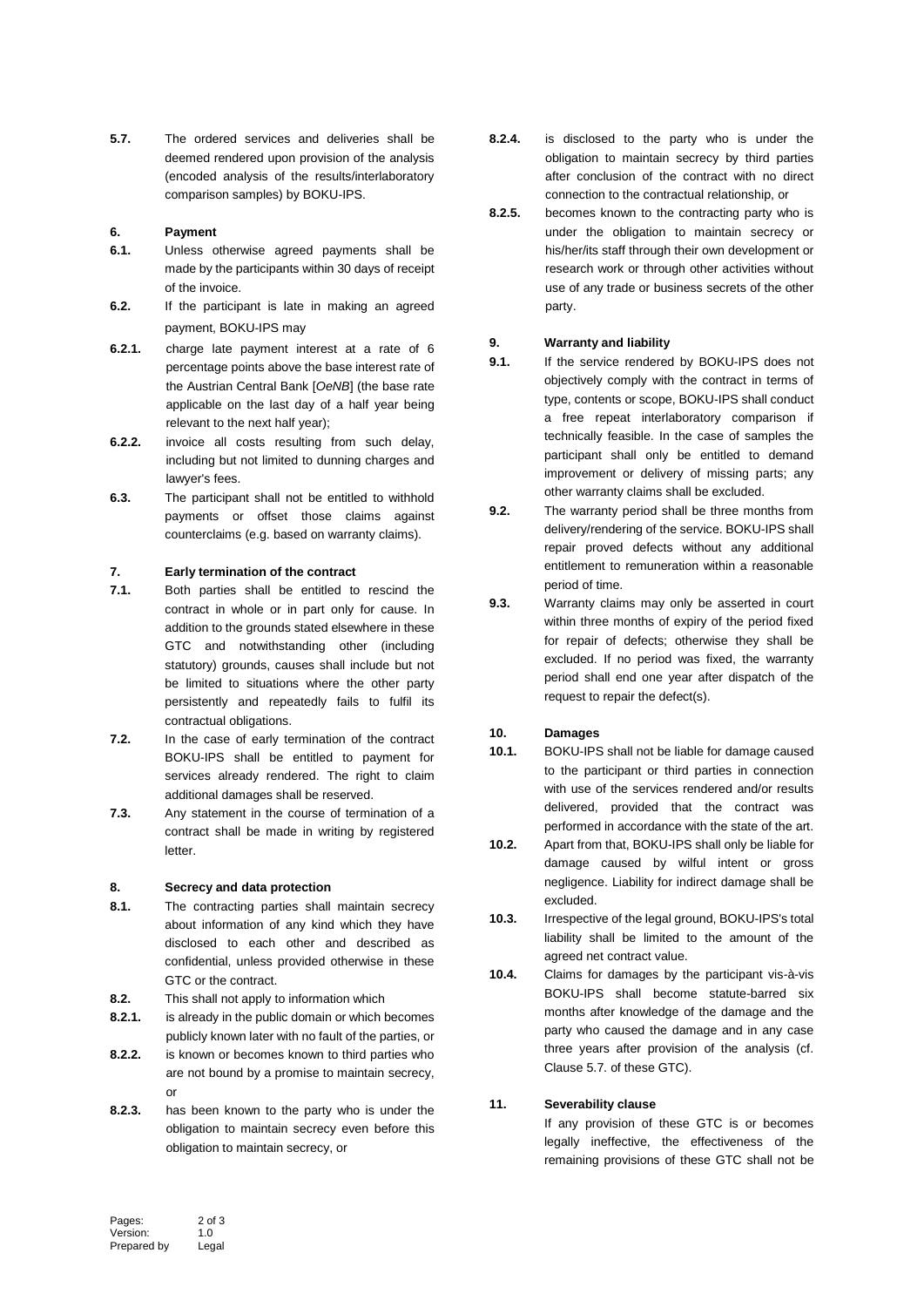**5.7.** The ordered services and deliveries shall be deemed rendered upon provision of the analysis (encoded analysis of the results/interlaboratory comparison samples) by BOKU-IPS.

## 6. Payment

**6.1.** Unless otherwise agreed payments shall be made by the participants within 30 days of receipt of the invoice.

**6.2.** If the participant is late in making an agreed payment, BOKU-IPS may

**6.2.1.** charge late payment interest at a rate of 6 percentage points above the base interest rate of the Austrian Central Bank [*OeNB*] (the base rate applicable on the last day of a half year being relevant to the next half year);

**6.2.2.** invoice all costs resulting from such delay, including but not limited to dunning charges and lawyer's fees.

**6.3.** The participant shall not be entitled to withhold payments or offset those claims against counterclaims (e.g. based on warranty claims).

## 7. Early termination of the contract

**7.1.** Both parties shall be entitled to rescind the contract in whole or in part only for cause. In addition to the grounds stated elsewhere in these GTC and notwithstanding other (including statutory) grounds, causes shall include but not be limited to situations where the other party persistently and repeatedly fails to fulfil its contractual obligations.

**7.2.** In the case of early termination of the contract BOKU-IPS shall be entitled to payment for services already rendered. The right to claim additional damages shall be reserved.

**7.3.** Any statement in the course of termination of a contract shall be made in writing by registered letter.

## 8. Secrecy and data protection

**8.1.** The contracting parties shall maintain secrecy about information of any kind which they have disclosed to each other and described as confidential, unless provided otherwise in these GTC or the contract.

**8.2.** This shall not apply to information which

**8.2.1.** is already in the public domain or which becomes publicly known later with no fault of the parties, or

**8.2.2.** is known or becomes known to third parties who are not bound by a promise to maintain secrecy, or

**8.2.3.** has been known to the party who is under the obligation to maintain secrecy even before this obligation to maintain secrecy, or

**8.2.4.** is disclosed to the party who is under the obligation to maintain secrecy by third parties after conclusion of the contract with no direct connection to the contractual relationship, or

**8.2.5.** becomes known to the contracting party who is under the obligation to maintain secrecy or his/her/its staff through their own development or research work or through other activities without use of any trade or business secrets of the other party.

## 9. Warranty and liability

**9.1.** If the service rendered by BOKU-IPS does not objectively comply with the contract in terms of type, contents or scope, BOKU-IPS shall conduct a free repeat interlaboratory comparison if technically feasible. In the case of samples the participant shall only be entitled to demand improvement or delivery of missing parts; any other warranty claims shall be excluded.

**9.2.** The warranty period shall be three months from delivery/rendering of the service. BOKU-IPS shall repair proved defects without any additional entitlement to remuneration within a reasonable period of time.

**9.3.** Warranty claims may only be asserted in court within three months of expiry of the period fixed for repair of defects; otherwise they shall be excluded. If no period was fixed, the warranty period shall end one year after dispatch of the request to repair the defect(s).

## 10. Damages

**10.1.** BOKU-IPS shall not be liable for damage caused to the participant or third parties in connection with use of the services rendered and/or results delivered, provided that the contract was performed in accordance with the state of the art.

**10.2.** Apart from that, BOKU-IPS shall only be liable for damage caused by wilful intent or gross negligence. Liability for indirect damage shall be excluded.

**10.3.** Irrespective of the legal ground, BOKU-IPS's total liability shall be limited to the amount of the agreed net contract value.

**10.4.** Claims for damages by the participant vis-à-vis BOKU-IPS shall become statute-barred six months after knowledge of the damage and the party who caused the damage and in any case three years after provision of the analysis (cf. Clause 5.7. of these GTC).

## 11. Severability clause

If any provision of these GTC is or becomes legally ineffective, the effectiveness of the remaining provisions of these GTC shall not be

Pages: 2 of 3
Version: 1.0
Prepared by Legal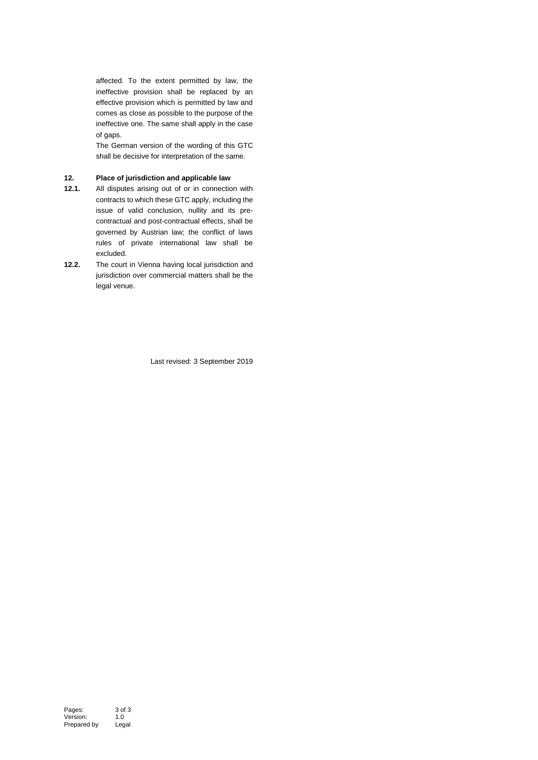affected. To the extent permitted by law, the ineffective provision shall be replaced by an effective provision which is permitted by law and comes as close as possible to the purpose of the ineffective one. The same shall apply in the case of gaps.

The German version of the wording of this GTC shall be decisive for interpretation of the same.

## 12. Place of jurisdiction and applicable law

**12.1.** All disputes arising out of or in connection with contracts to which these GTC apply, including the issue of valid conclusion, nullity and its pre-contractual and post-contractual effects, shall be governed by Austrian law; the conflict of laws rules of private international law shall be excluded.

**12.2.** The court in Vienna having local jurisdiction and jurisdiction over commercial matters shall be the legal venue.

Last revised: 3 September 2019

Version: 1.0
Prepared by Legal